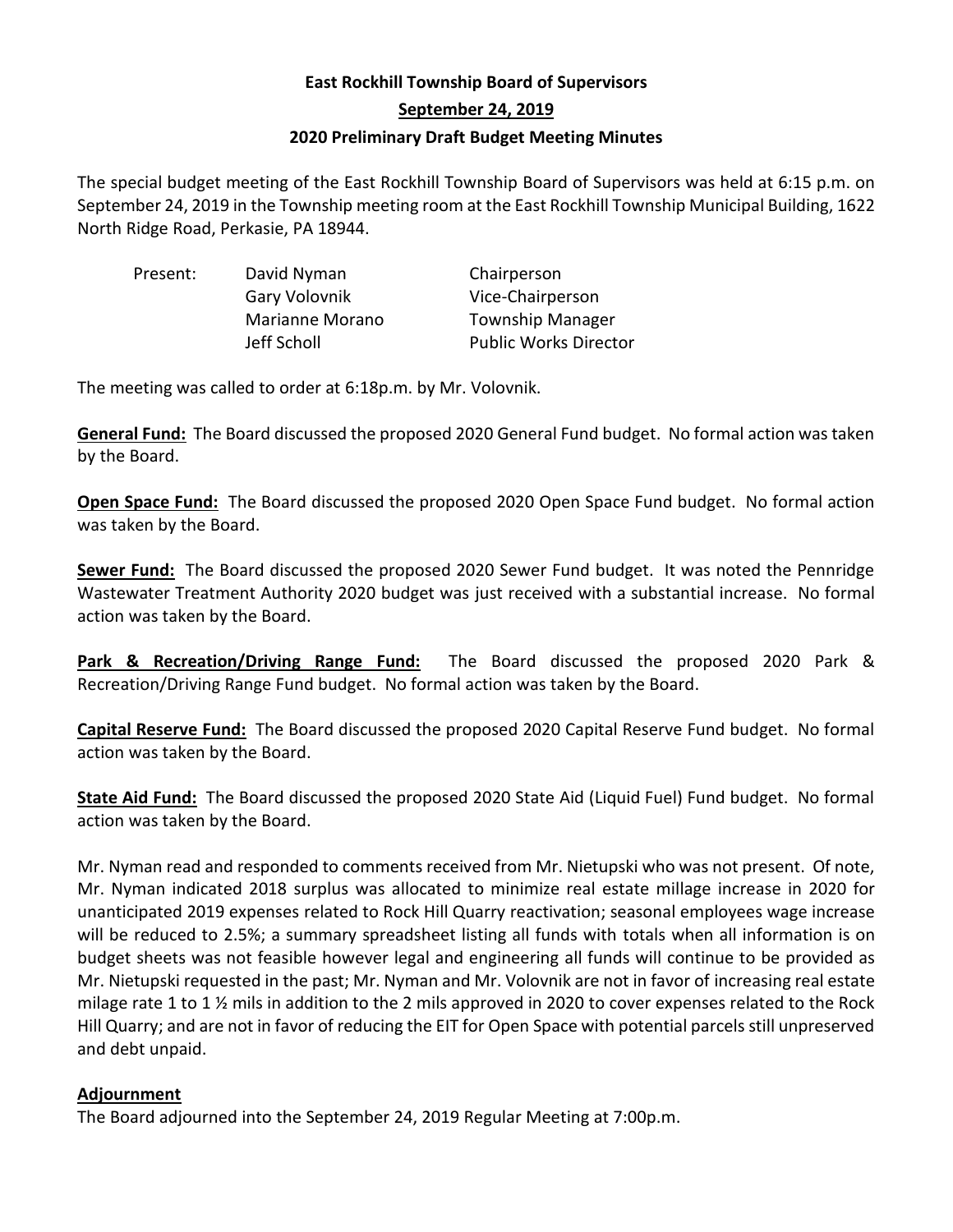# East Rockhill Township Board of Supervisors

## September 24, 2019

## 2020 Preliminary Draft Budget Meeting Minutes

The special budget meeting of the East Rockhill Township Board of Supervisors was held at 6:15 p.m. on September 24, 2019 in the Township meeting room at the East Rockhill Township Municipal Building, 1622 North Ridge Road, Perkasie, PA 18944.

| Present: | David Nyman | Chairperson |
|---|---|---|
| | Gary Volovnik | Vice-Chairperson |
| | Marianne Morano | Township Manager |
| | Jeff Scholl | Public Works Director |

The meeting was called to order at 6:18p.m. by Mr. Volovnik.

**General Fund:** The Board discussed the proposed 2020 General Fund budget. No formal action was taken by the Board.

**Open Space Fund:** The Board discussed the proposed 2020 Open Space Fund budget. No formal action was taken by the Board.

**Sewer Fund:** The Board discussed the proposed 2020 Sewer Fund budget. It was noted the Pennridge Wastewater Treatment Authority 2020 budget was just received with a substantial increase. No formal action was taken by the Board.

**Park & Recreation/Driving Range Fund:** The Board discussed the proposed 2020 Park & Recreation/Driving Range Fund budget. No formal action was taken by the Board.

**Capital Reserve Fund:** The Board discussed the proposed 2020 Capital Reserve Fund budget. No formal action was taken by the Board.

**State Aid Fund:** The Board discussed the proposed 2020 State Aid (Liquid Fuel) Fund budget. No formal action was taken by the Board.

Mr. Nyman read and responded to comments received from Mr. Nietupski who was not present. Of note, Mr. Nyman indicated 2018 surplus was allocated to minimize real estate millage increase in 2020 for unanticipated 2019 expenses related to Rock Hill Quarry reactivation; seasonal employees wage increase will be reduced to 2.5%; a summary spreadsheet listing all funds with totals when all information is on budget sheets was not feasible however legal and engineering all funds will continue to be provided as Mr. Nietupski requested in the past; Mr. Nyman and Mr. Volovnik are not in favor of increasing real estate milage rate 1 to 1 ½ mils in addition to the 2 mils approved in 2020 to cover expenses related to the Rock Hill Quarry; and are not in favor of reducing the EIT for Open Space with potential parcels still unpreserved and debt unpaid.

### Adjournment

The Board adjourned into the September 24, 2019 Regular Meeting at 7:00p.m.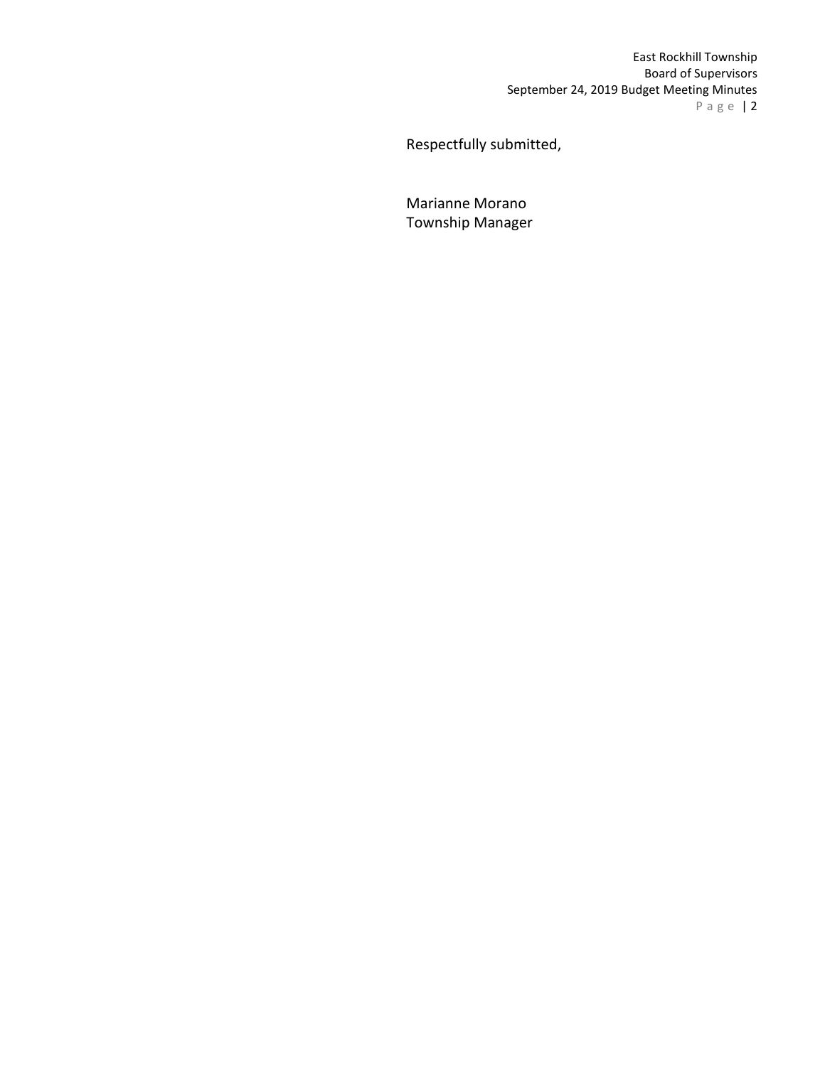Respectfully submitted,

Marianne Morano
Township Manager